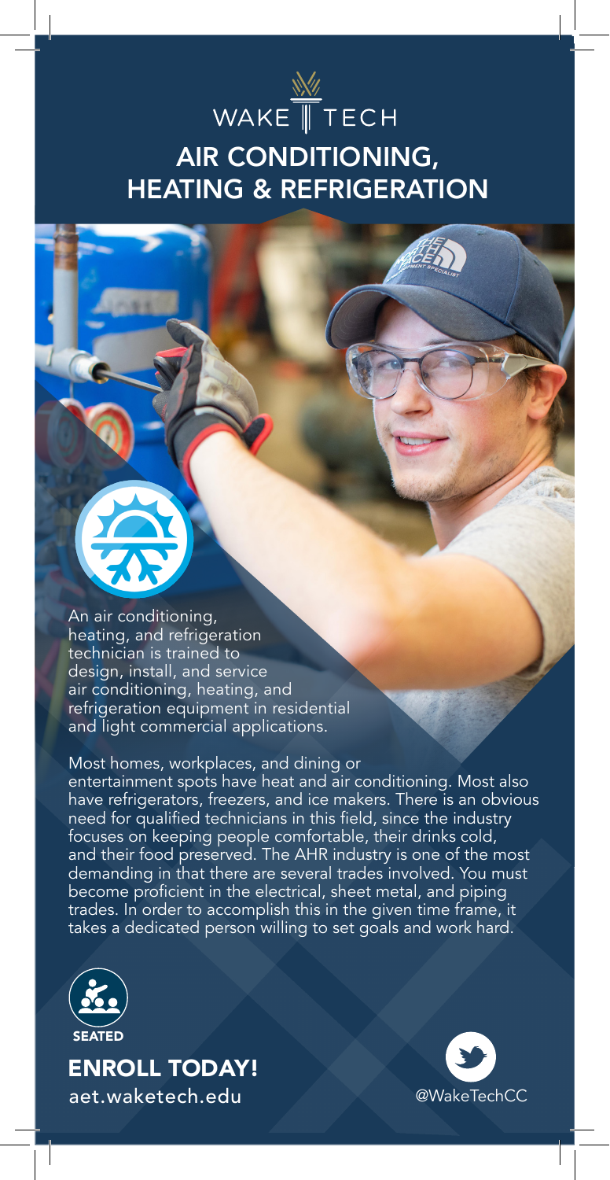WAKE TECH

# AIR CONDITIONING, HEATING & REFRIGERATION

An air conditioning, heating, and refrigeration technician is trained to design, install, and service air conditioning, heating, and refrigeration equipment in residential and light commercial applications.

Most homes, workplaces, and dining or entertainment spots have heat and air conditioning. Most also have refrigerators, freezers, and ice makers. There is an obvious need for qualified technicians in this field, since the industry focuses on keeping people comfortable, their drinks cold, and their food preserved. The AHR industry is one of the most demanding in that there are several trades involved. You must become proficient in the electrical, sheet metal, and piping trades. In order to accomplish this in the given time frame, it takes a dedicated person willing to set goals and work hard.

SEATED

**ENROLL TODAY!**

aet.waketech.edu

@WakeTechCC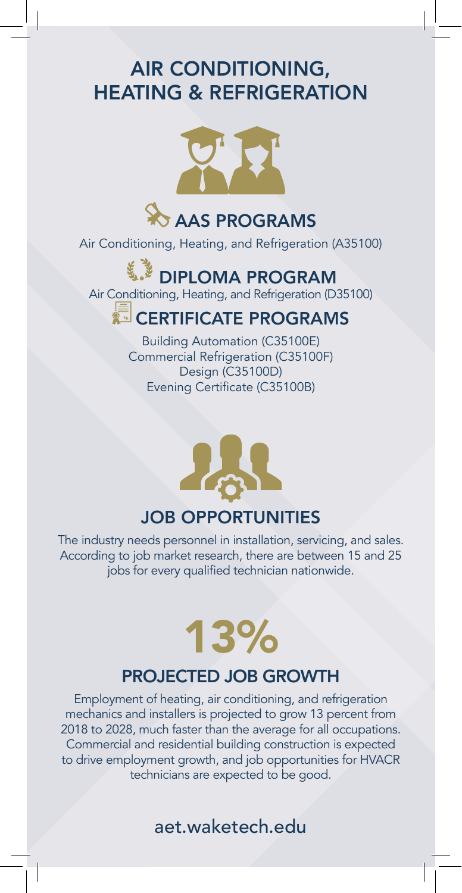# AIR CONDITIONING, HEATING & REFRIGERATION

## AAS PROGRAMS

Air Conditioning, Heating, and Refrigeration (A35100)

## DIPLOMA PROGRAM

Air Conditioning, Heating, and Refrigeration (D35100)

## CERTIFICATE PROGRAMS

Building Automation (C35100E)
Commercial Refrigeration (C35100F)
Design (C35100D)
Evening Certificate (C35100B)

## JOB OPPORTUNITIES

The industry needs personnel in installation, servicing, and sales. According to job market research, there are between 15 and 25 jobs for every qualified technician nationwide.

# 13%

## PROJECTED JOB GROWTH

Employment of heating, air conditioning, and refrigeration mechanics and installers is projected to grow 13 percent from 2018 to 2028, much faster than the average for all occupations. Commercial and residential building construction is expected to drive employment growth, and job opportunities for HVACR technicians are expected to be good.

aet.waketech.edu